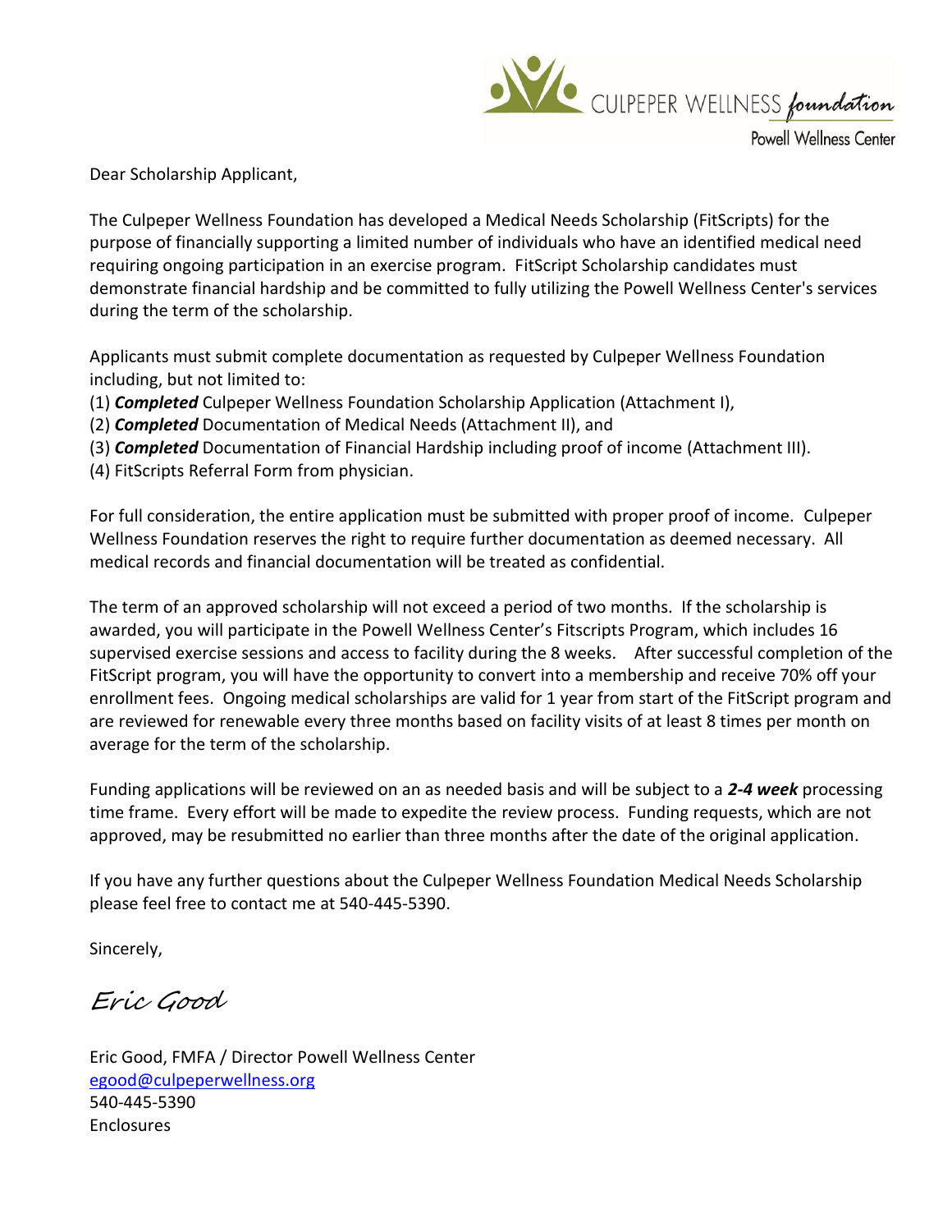CULPEPER WELLNESS foundation
Powell Wellness Center

Dear Scholarship Applicant,

The Culpeper Wellness Foundation has developed a Medical Needs Scholarship (FitScripts) for the purpose of financially supporting a limited number of individuals who have an identified medical need requiring ongoing participation in an exercise program. FitScript Scholarship candidates must demonstrate financial hardship and be committed to fully utilizing the Powell Wellness Center's services during the term of the scholarship.

Applicants must submit complete documentation as requested by Culpeper Wellness Foundation including, but not limited to:

(1) ***Completed*** Culpeper Wellness Foundation Scholarship Application (Attachment I),
(2) ***Completed*** Documentation of Medical Needs (Attachment II), and
(3) ***Completed*** Documentation of Financial Hardship including proof of income (Attachment III).
(4) FitScripts Referral Form from physician.

For full consideration, the entire application must be submitted with proper proof of income. Culpeper Wellness Foundation reserves the right to require further documentation as deemed necessary. All medical records and financial documentation will be treated as confidential.

The term of an approved scholarship will not exceed a period of two months. If the scholarship is awarded, you will participate in the Powell Wellness Center's Fitscripts Program, which includes 16 supervised exercise sessions and access to facility during the 8 weeks. After successful completion of the FitScript program, you will have the opportunity to convert into a membership and receive 70% off your enrollment fees. Ongoing medical scholarships are valid for 1 year from start of the FitScript program and are reviewed for renewable every three months based on facility visits of at least 8 times per month on average for the term of the scholarship.

Funding applications will be reviewed on an as needed basis and will be subject to a ***2-4 week*** processing time frame. Every effort will be made to expedite the review process. Funding requests, which are not approved, may be resubmitted no earlier than three months after the date of the original application.

If you have any further questions about the Culpeper Wellness Foundation Medical Needs Scholarship please feel free to contact me at 540-445-5390.

Sincerely,

*Eric Good*

Eric Good, FMFA / Director Powell Wellness Center
egood@culpeperwellness.org
540-445-5390
Enclosures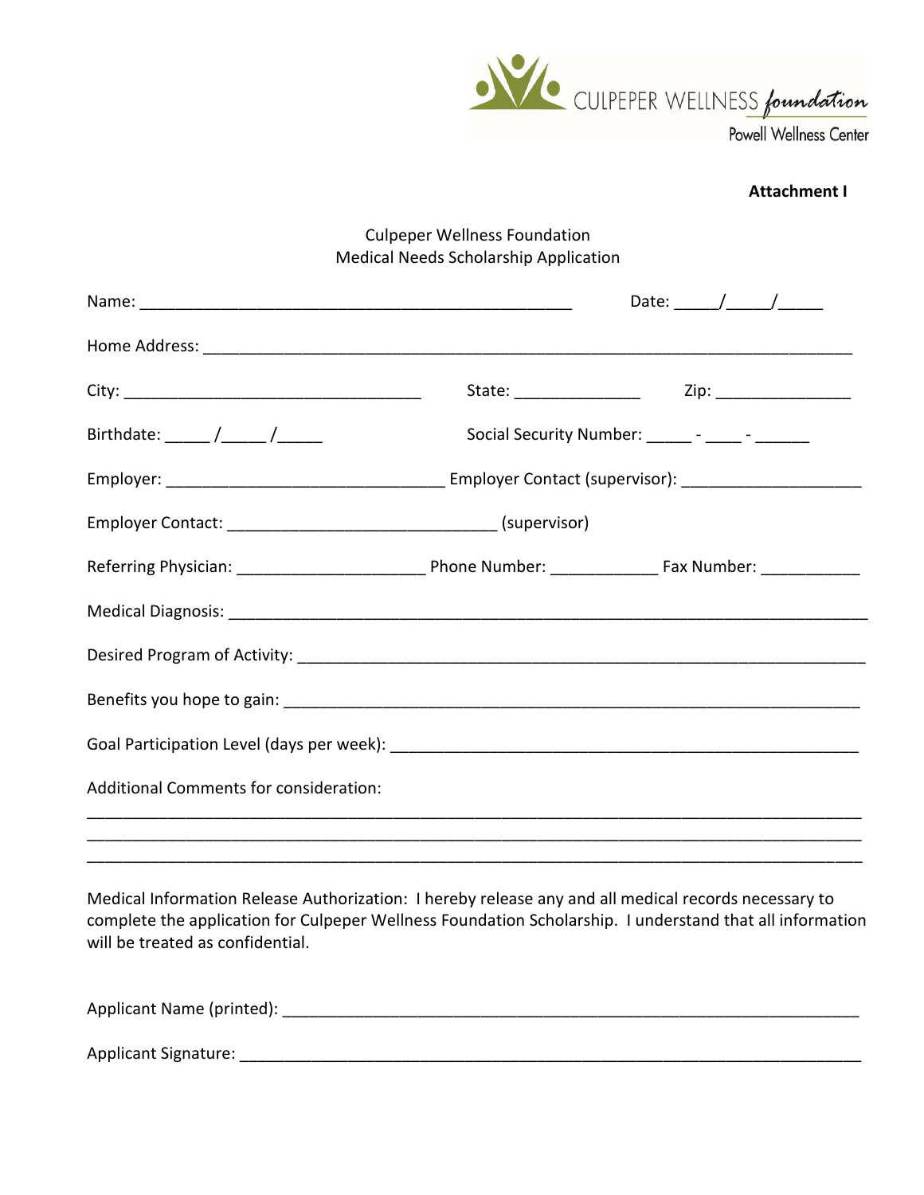CULPEPER WELLNESS *foundation*
Powell Wellness Center

**Attachment I**

Culpeper Wellness Foundation
Medical Needs Scholarship Application

Name: _______________________________________________ Date: _____/_____/_____

Home Address: ________________________________________________________________________

City: _________________________________ State: ______________ Zip: _______________

Birthdate: _____ /_____ /_____ Social Security Number: _____ - ____ - ______

Employer: ______________________________ Employer Contact (supervisor): ____________________

Employer Contact: _____________________________ (supervisor)

Referring Physician: ____________________ Phone Number: ____________ Fax Number: ___________

Medical Diagnosis: _______________________________________________________________________

Desired Program of Activity: ________________________________________________________________

Benefits you hope to gain: __________________________________________________________________

Goal Participation Level (days per week): _____________________________________________________

Additional Comments for consideration:

_____________________________________________________________________________________

_____________________________________________________________________________________

_____________________________________________________________________________________

Medical Information Release Authorization: I hereby release any and all medical records necessary to complete the application for Culpeper Wellness Foundation Scholarship. I understand that all information will be treated as confidential.

Applicant Name (printed): ___________________________________________________________________

Applicant Signature: ________________________________________________________________________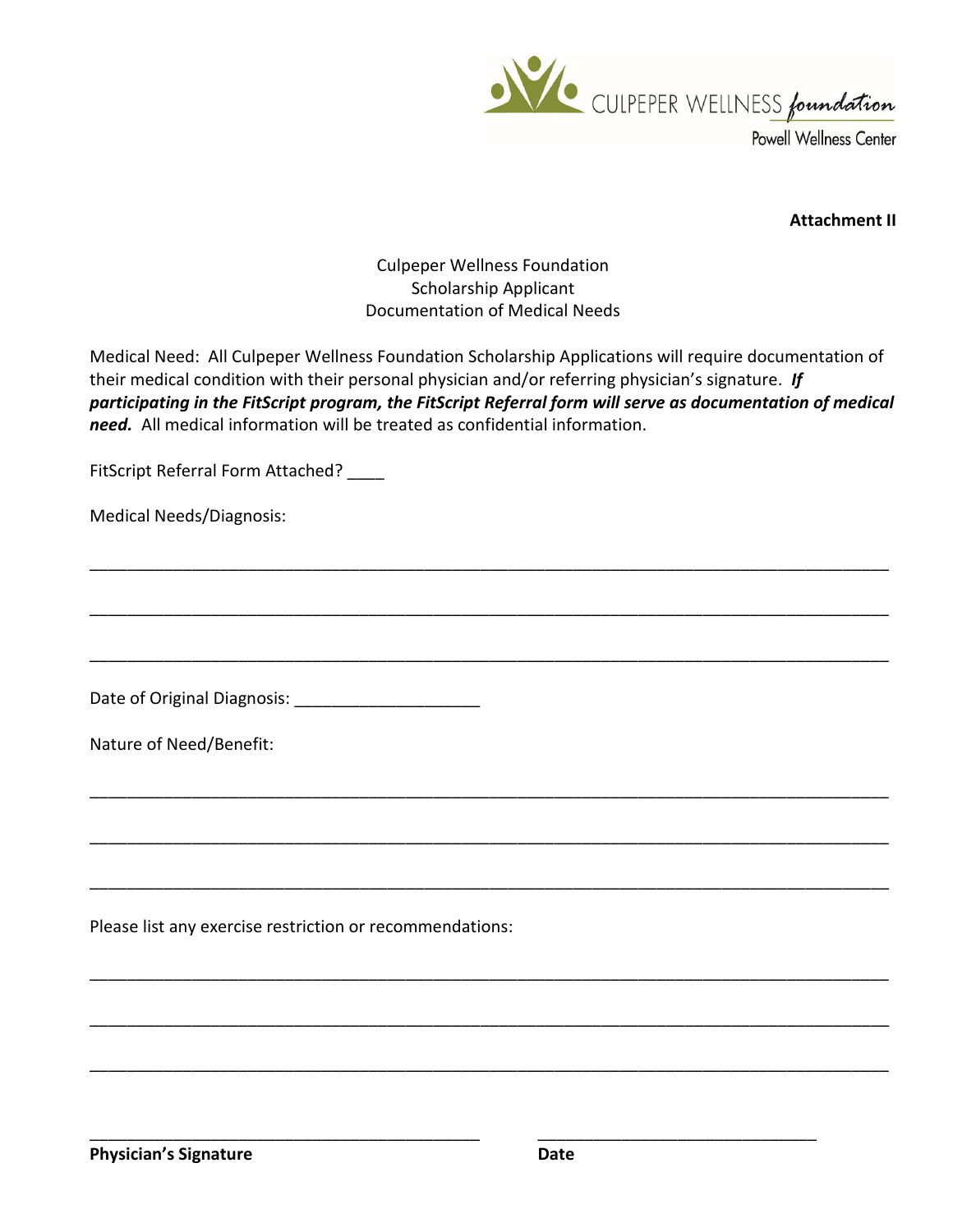CULPEPER WELLNESS *foundation*
Powell Wellness Center

**Attachment II**

Culpeper Wellness Foundation
Scholarship Applicant
Documentation of Medical Needs

Medical Need: All Culpeper Wellness Foundation Scholarship Applications will require documentation of their medical condition with their personal physician and/or referring physician's signature. ***If participating in the FitScript program, the FitScript Referral form will serve as documentation of medical need.*** All medical information will be treated as confidential information.

FitScript Referral Form Attached? ____

Medical Needs/Diagnosis:

_______________________________________________________________________________

_______________________________________________________________________________

_______________________________________________________________________________

Date of Original Diagnosis: ____________________

Nature of Need/Benefit:

_______________________________________________________________________________

_______________________________________________________________________________

_______________________________________________________________________________

Please list any exercise restriction or recommendations:

_______________________________________________________________________________

_______________________________________________________________________________

_______________________________________________________________________________

___________________________________________ ______________________________

**Physician's Signature** **Date**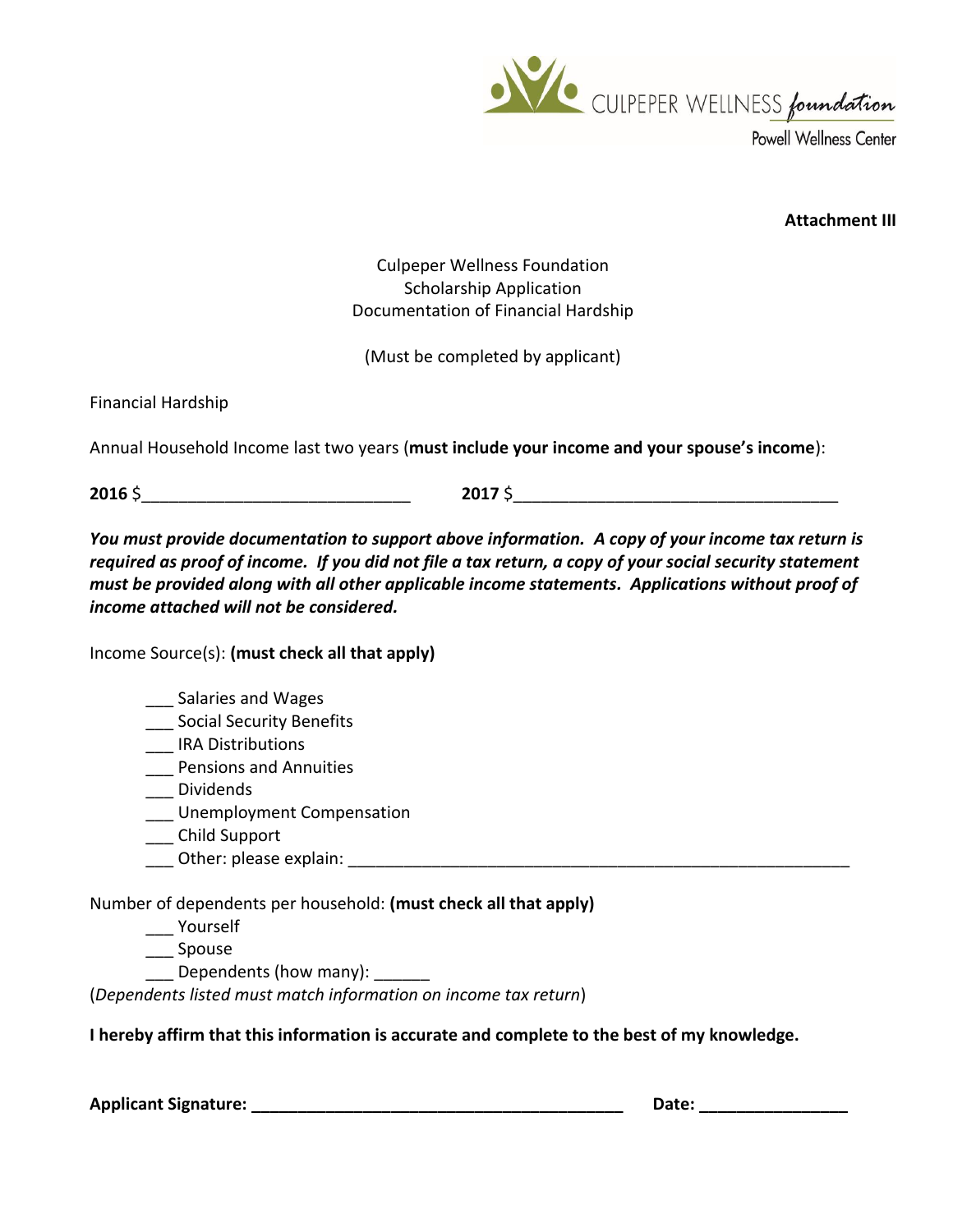CULPEPER WELLNESS *foundation*
Powell Wellness Center

**Attachment III**

Culpeper Wellness Foundation
Scholarship Application
Documentation of Financial Hardship

(Must be completed by applicant)

Financial Hardship

Annual Household Income last two years (**must include your income and your spouse's income**):

**2016** $_____________________________ **2017** $___________________________________

***You must provide documentation to support above information. A copy of your income tax return is required as proof of income. If you did not file a tax return, a copy of your social security statement must be provided along with all other applicable income statements. Applications without proof of income attached will not be considered.***

Income Source(s): **(must check all that apply)**

___ Salaries and Wages
___ Social Security Benefits
___ IRA Distributions
___ Pensions and Annuities
___ Dividends
___ Unemployment Compensation
___ Child Support
___ Other: please explain: _______________________________________________________

Number of dependents per household: **(must check all that apply)**

___ Yourself
___ Spouse
___ Dependents (how many): ______

(*Dependents listed must match information on income tax return*)

**I hereby affirm that this information is accurate and complete to the best of my knowledge.**

**Applicant Signature: _________________________________________ Date: ________________**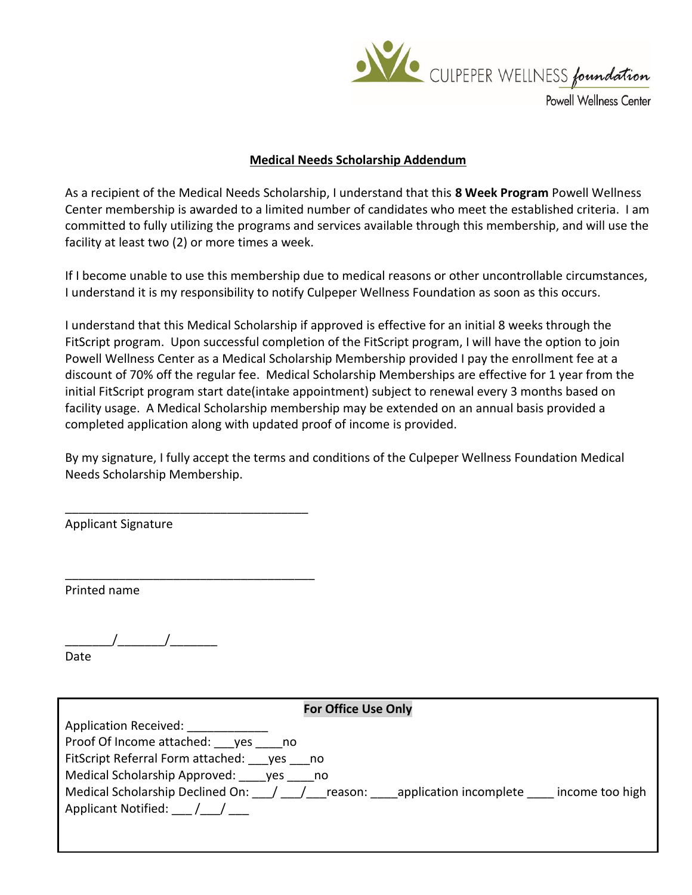CULPEPER WELLNESS *foundation*

Powell Wellness Center

## Medical Needs Scholarship Addendum

As a recipient of the Medical Needs Scholarship, I understand that this **8 Week Program** Powell Wellness Center membership is awarded to a limited number of candidates who meet the established criteria. I am committed to fully utilizing the programs and services available through this membership, and will use the facility at least two (2) or more times a week.

If I become unable to use this membership due to medical reasons or other uncontrollable circumstances, I understand it is my responsibility to notify Culpeper Wellness Foundation as soon as this occurs.

I understand that this Medical Scholarship if approved is effective for an initial 8 weeks through the FitScript program. Upon successful completion of the FitScript program, I will have the option to join Powell Wellness Center as a Medical Scholarship Membership provided I pay the enrollment fee at a discount of 70% off the regular fee. Medical Scholarship Memberships are effective for 1 year from the initial FitScript program start date(intake appointment) subject to renewal every 3 months based on facility usage. A Medical Scholarship membership may be extended on an annual basis provided a completed application along with updated proof of income is provided.

By my signature, I fully accept the terms and conditions of the Culpeper Wellness Foundation Medical Needs Scholarship Membership.

____________________________________

Applicant Signature

_____________________________________

Printed name

_______/_______/_______

Date

**For Office Use Only**

Application Received: ____________

Proof Of Income attached: ___yes ____no

FitScript Referral Form attached: ___yes ___no

Medical Scholarship Approved: ____yes ____no

Medical Scholarship Declined On: ___/ ___/___reason: ____application incomplete ____ income too high

Applicant Notified: ___ /___/ ___